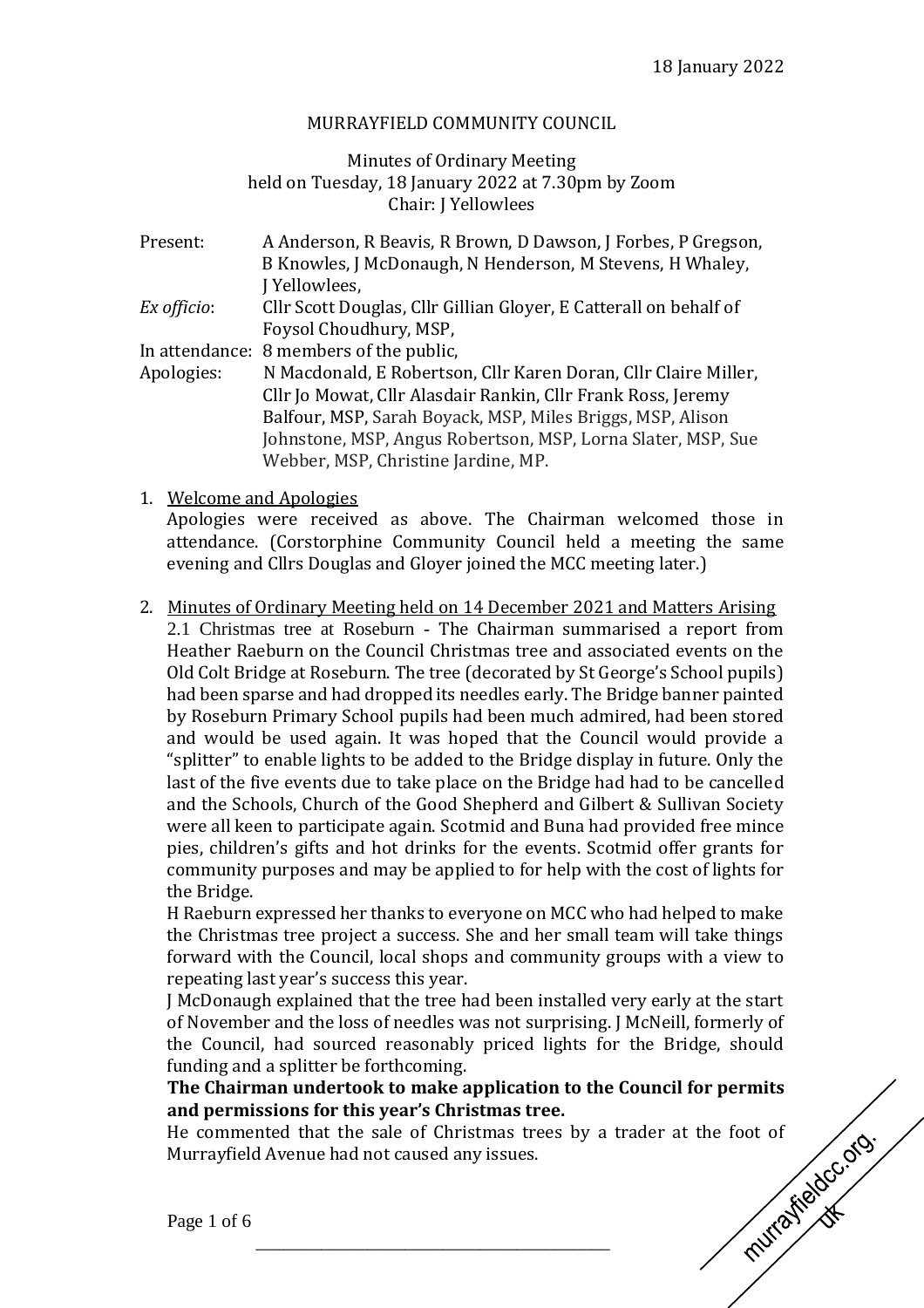18 January 2022

MURRAYFIELD COMMUNITY COUNCIL

Minutes of Ordinary Meeting
held on Tuesday, 18 January 2022 at 7.30pm by Zoom
Chair: J Yellowlees

| | |
|---|---|
| Present: | A Anderson, R Beavis, R Brown, D Dawson, J Forbes, P Gregson, B Knowles, J McDonaugh, N Henderson, M Stevens, H Whaley, J Yellowlees, |
| *Ex officio*: | Cllr Scott Douglas, Cllr Gillian Gloyer, E Catterall on behalf of Foysol Choudhury, MSP, |
| In attendance: | 8 members of the public, |
| Apologies: | N Macdonald, E Robertson, Cllr Karen Doran, Cllr Claire Miller, Cllr Jo Mowat, Cllr Alasdair Rankin, Cllr Frank Ross, Jeremy Balfour, MSP, Sarah Boyack, MSP, Miles Briggs, MSP, Alison Johnstone, MSP, Angus Robertson, MSP, Lorna Slater, MSP, Sue Webber, MSP, Christine Jardine, MP. |

1. Welcome and Apologies

   Apologies were received as above. The Chairman welcomed those in attendance. (Corstorphine Community Council held a meeting the same evening and Cllrs Douglas and Gloyer joined the MCC meeting later.)

2. Minutes of Ordinary Meeting held on 14 December 2021 and Matters Arising

   2.1 Christmas tree at Roseburn - The Chairman summarised a report from Heather Raeburn on the Council Christmas tree and associated events on the Old Colt Bridge at Roseburn. The tree (decorated by St George's School pupils) had been sparse and had dropped its needles early. The Bridge banner painted by Roseburn Primary School pupils had been much admired, had been stored and would be used again. It was hoped that the Council would provide a "splitter" to enable lights to be added to the Bridge display in future. Only the last of the five events due to take place on the Bridge had had to be cancelled and the Schools, Church of the Good Shepherd and Gilbert & Sullivan Society were all keen to participate again. Scotmid and Buna had provided free mince pies, children's gifts and hot drinks for the events. Scotmid offer grants for community purposes and may be applied to for help with the cost of lights for the Bridge.

   H Raeburn expressed her thanks to everyone on MCC who had helped to make the Christmas tree project a success. She and her small team will take things forward with the Council, local shops and community groups with a view to repeating last year's success this year.

   J McDonaugh explained that the tree had been installed very early at the start of November and the loss of needles was not surprising. J McNeill, formerly of the Council, had sourced reasonably priced lights for the Bridge, should funding and a splitter be forthcoming.

   **The Chairman undertook to make application to the Council for permits and permissions for this year's Christmas tree.**

   He commented that the sale of Christmas trees by a trader at the foot of Murrayfield Avenue had not caused any issues.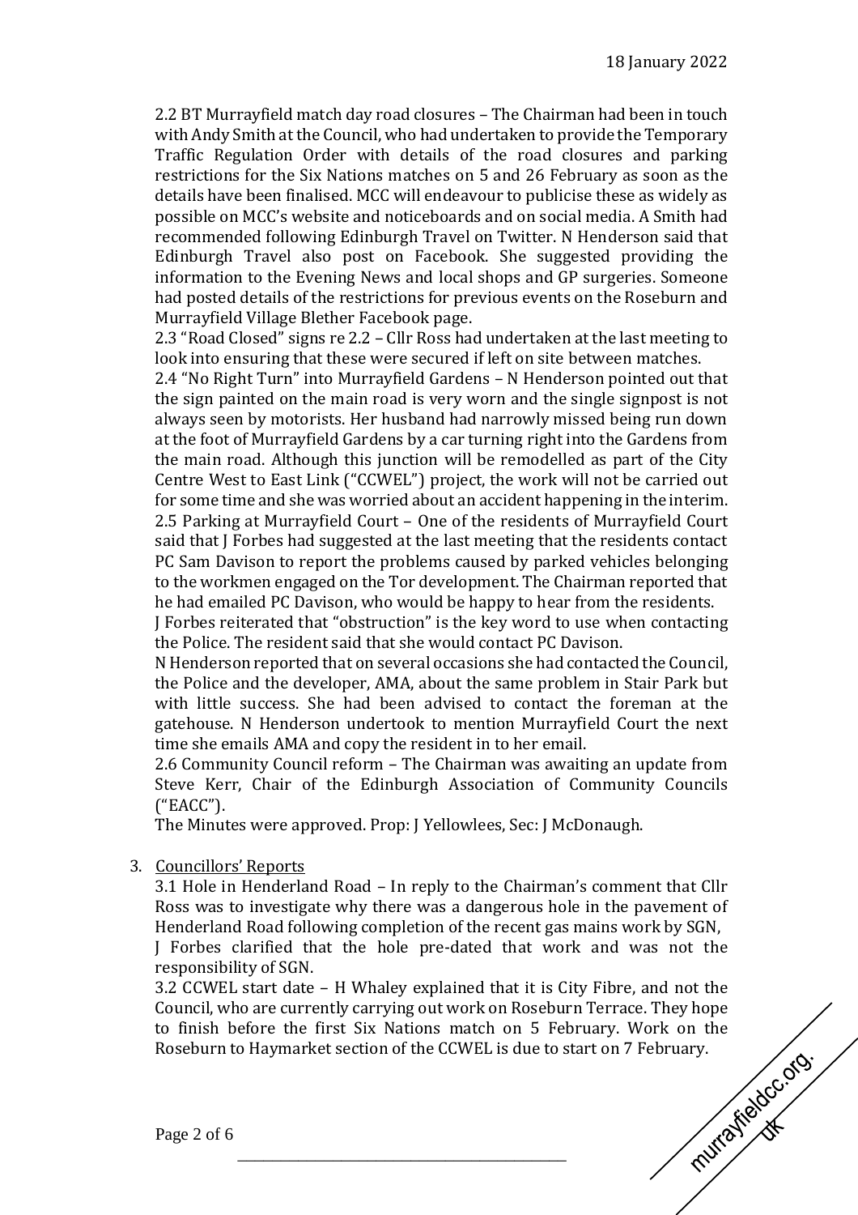2.2 BT Murrayfield match day road closures – The Chairman had been in touch with Andy Smith at the Council, who had undertaken to provide the Temporary Traffic Regulation Order with details of the road closures and parking restrictions for the Six Nations matches on 5 and 26 February as soon as the details have been finalised. MCC will endeavour to publicise these as widely as possible on MCC's website and noticeboards and on social media. A Smith had recommended following Edinburgh Travel on Twitter. N Henderson said that Edinburgh Travel also post on Facebook. She suggested providing the information to the Evening News and local shops and GP surgeries. Someone had posted details of the restrictions for previous events on the Roseburn and Murrayfield Village Blether Facebook page.

2.3 "Road Closed" signs re 2.2 – Cllr Ross had undertaken at the last meeting to look into ensuring that these were secured if left on site between matches.

2.4 "No Right Turn" into Murrayfield Gardens – N Henderson pointed out that the sign painted on the main road is very worn and the single signpost is not always seen by motorists. Her husband had narrowly missed being run down at the foot of Murrayfield Gardens by a car turning right into the Gardens from the main road. Although this junction will be remodelled as part of the City Centre West to East Link ("CCWEL") project, the work will not be carried out for some time and she was worried about an accident happening in the interim.

2.5 Parking at Murrayfield Court – One of the residents of Murrayfield Court said that J Forbes had suggested at the last meeting that the residents contact PC Sam Davison to report the problems caused by parked vehicles belonging to the workmen engaged on the Tor development. The Chairman reported that he had emailed PC Davison, who would be happy to hear from the residents.

J Forbes reiterated that "obstruction" is the key word to use when contacting the Police. The resident said that she would contact PC Davison.

N Henderson reported that on several occasions she had contacted the Council, the Police and the developer, AMA, about the same problem in Stair Park but with little success. She had been advised to contact the foreman at the gatehouse. N Henderson undertook to mention Murrayfield Court the next time she emails AMA and copy the resident in to her email.

2.6 Community Council reform – The Chairman was awaiting an update from Steve Kerr, Chair of the Edinburgh Association of Community Councils ("EACC").

The Minutes were approved. Prop: J Yellowlees, Sec: J McDonaugh.

3. Councillors' Reports

3.1 Hole in Henderland Road – In reply to the Chairman's comment that Cllr Ross was to investigate why there was a dangerous hole in the pavement of Henderland Road following completion of the recent gas mains work by SGN, J Forbes clarified that the hole pre-dated that work and was not the responsibility of SGN.

3.2 CCWEL start date – H Whaley explained that it is City Fibre, and not the Council, who are currently carrying out work on Roseburn Terrace. They hope to finish before the first Six Nations match on 5 February. Work on the Roseburn to Haymarket section of the CCWEL is due to start on 7 February.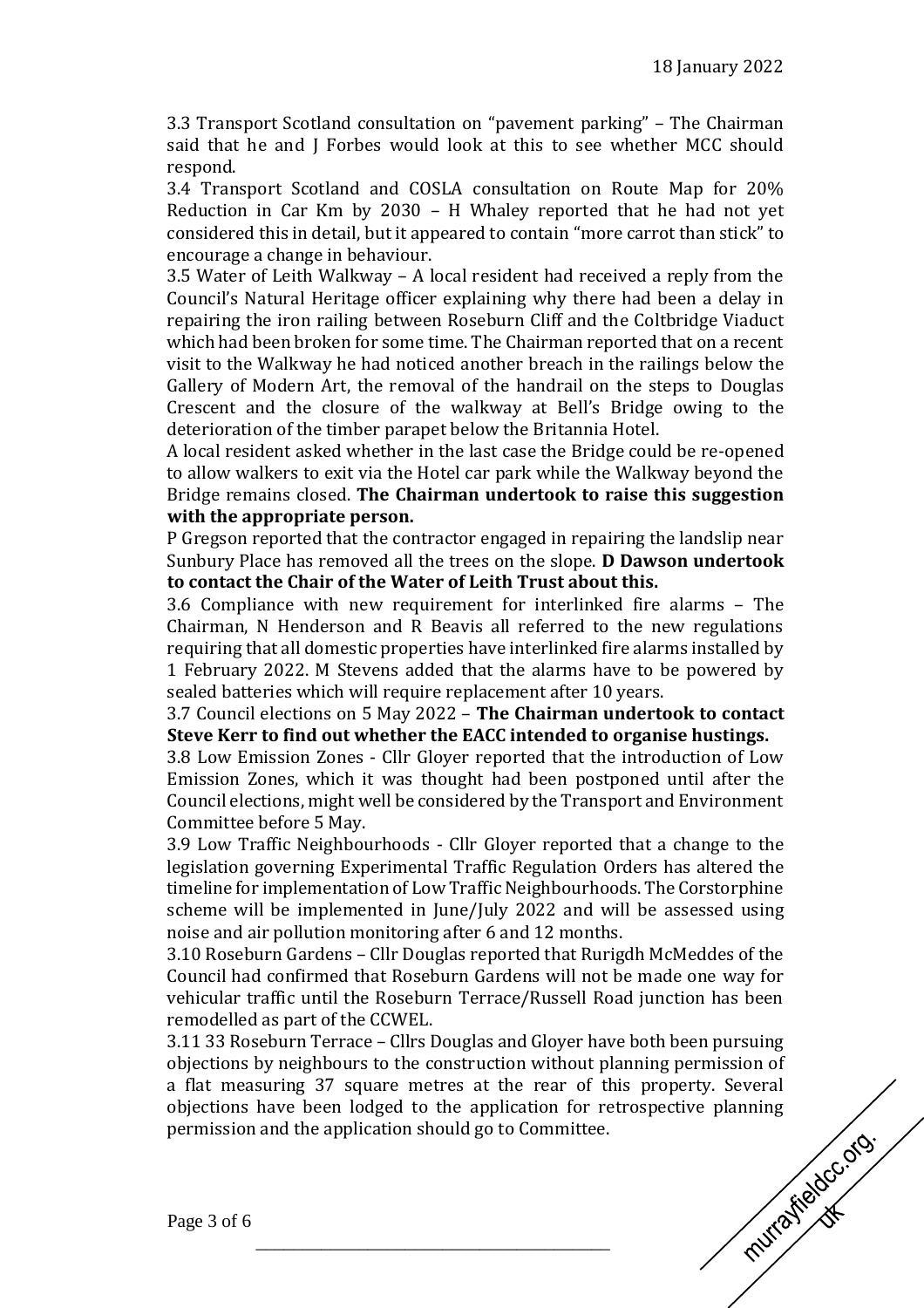3.3 Transport Scotland consultation on “pavement parking” – The Chairman said that he and J Forbes would look at this to see whether MCC should respond.

3.4 Transport Scotland and COSLA consultation on Route Map for 20% Reduction in Car Km by 2030 – H Whaley reported that he had not yet considered this in detail, but it appeared to contain “more carrot than stick” to encourage a change in behaviour.

3.5 Water of Leith Walkway – A local resident had received a reply from the Council’s Natural Heritage officer explaining why there had been a delay in repairing the iron railing between Roseburn Cliff and the Coltbridge Viaduct which had been broken for some time. The Chairman reported that on a recent visit to the Walkway he had noticed another breach in the railings below the Gallery of Modern Art, the removal of the handrail on the steps to Douglas Crescent and the closure of the walkway at Bell’s Bridge owing to the deterioration of the timber parapet below the Britannia Hotel.

A local resident asked whether in the last case the Bridge could be re-opened to allow walkers to exit via the Hotel car park while the Walkway beyond the Bridge remains closed. **The Chairman undertook to raise this suggestion with the appropriate person.**

P Gregson reported that the contractor engaged in repairing the landslip near Sunbury Place has removed all the trees on the slope. **D Dawson undertook to contact the Chair of the Water of Leith Trust about this.**

3.6 Compliance with new requirement for interlinked fire alarms – The Chairman, N Henderson and R Beavis all referred to the new regulations requiring that all domestic properties have interlinked fire alarms installed by 1 February 2022. M Stevens added that the alarms have to be powered by sealed batteries which will require replacement after 10 years.

3.7 Council elections on 5 May 2022 – **The Chairman undertook to contact Steve Kerr to find out whether the EACC intended to organise hustings.**

3.8 Low Emission Zones - Cllr Gloyer reported that the introduction of Low Emission Zones, which it was thought had been postponed until after the Council elections, might well be considered by the Transport and Environment Committee before 5 May.

3.9 Low Traffic Neighbourhoods - Cllr Gloyer reported that a change to the legislation governing Experimental Traffic Regulation Orders has altered the timeline for implementation of Low Traffic Neighbourhoods. The Corstorphine scheme will be implemented in June/July 2022 and will be assessed using noise and air pollution monitoring after 6 and 12 months.

3.10 Roseburn Gardens – Cllr Douglas reported that Rurigdh McMeddes of the Council had confirmed that Roseburn Gardens will not be made one way for vehicular traffic until the Roseburn Terrace/Russell Road junction has been remodelled as part of the CCWEL.

3.11 33 Roseburn Terrace – Cllrs Douglas and Gloyer have both been pursuing objections by neighbours to the construction without planning permission of a flat measuring 37 square metres at the rear of this property. Several objections have been lodged to the application for retrospective planning permission and the application should go to Committee.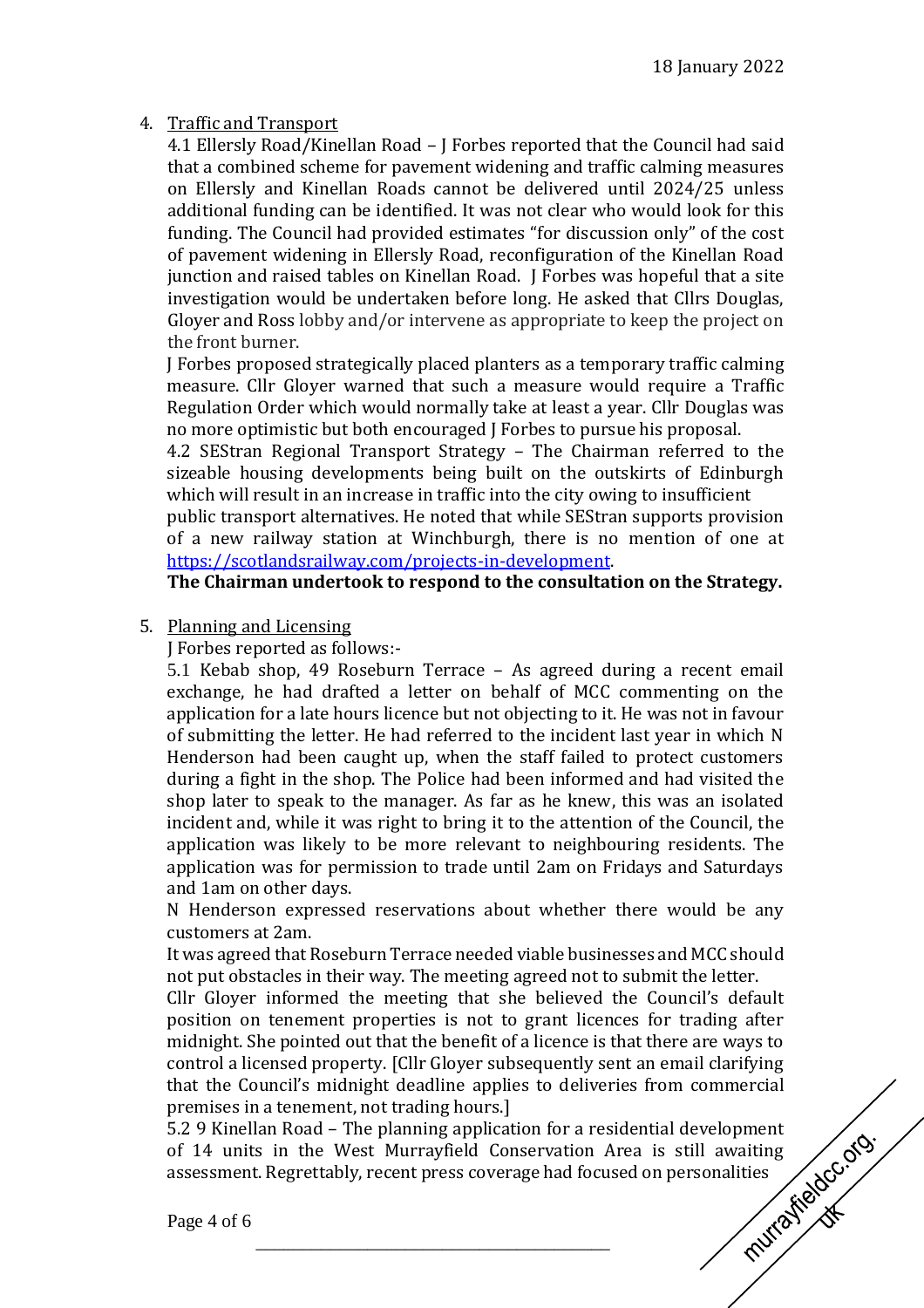4. Traffic and Transport

4.1 Ellersly Road/Kinellan Road – J Forbes reported that the Council had said that a combined scheme for pavement widening and traffic calming measures on Ellersly and Kinellan Roads cannot be delivered until 2024/25 unless additional funding can be identified. It was not clear who would look for this funding. The Council had provided estimates "for discussion only" of the cost of pavement widening in Ellersly Road, reconfiguration of the Kinellan Road junction and raised tables on Kinellan Road. J Forbes was hopeful that a site investigation would be undertaken before long. He asked that Cllrs Douglas, Gloyer and Ross lobby and/or intervene as appropriate to keep the project on the front burner.

J Forbes proposed strategically placed planters as a temporary traffic calming measure. Cllr Gloyer warned that such a measure would require a Traffic Regulation Order which would normally take at least a year. Cllr Douglas was no more optimistic but both encouraged J Forbes to pursue his proposal.

4.2 SEStran Regional Transport Strategy – The Chairman referred to the sizeable housing developments being built on the outskirts of Edinburgh which will result in an increase in traffic into the city owing to insufficient public transport alternatives. He noted that while SEStran supports provision of a new railway station at Winchburgh, there is no mention of one at https://scotlandsrailway.com/projects-in-development.

**The Chairman undertook to respond to the consultation on the Strategy.**

5. Planning and Licensing

J Forbes reported as follows:-

5.1 Kebab shop, 49 Roseburn Terrace – As agreed during a recent email exchange, he had drafted a letter on behalf of MCC commenting on the application for a late hours licence but not objecting to it. He was not in favour of submitting the letter. He had referred to the incident last year in which N Henderson had been caught up, when the staff failed to protect customers during a fight in the shop. The Police had been informed and had visited the shop later to speak to the manager. As far as he knew, this was an isolated incident and, while it was right to bring it to the attention of the Council, the application was likely to be more relevant to neighbouring residents. The application was for permission to trade until 2am on Fridays and Saturdays and 1am on other days.

N Henderson expressed reservations about whether there would be any customers at 2am.

It was agreed that Roseburn Terrace needed viable businesses and MCC should not put obstacles in their way. The meeting agreed not to submit the letter.

Cllr Gloyer informed the meeting that she believed the Council's default position on tenement properties is not to grant licences for trading after midnight. She pointed out that the benefit of a licence is that there are ways to control a licensed property. [Cllr Gloyer subsequently sent an email clarifying that the Council's midnight deadline applies to deliveries from commercial premises in a tenement, not trading hours.]

5.2 9 Kinellan Road – The planning application for a residential development of 14 units in the West Murrayfield Conservation Area is still awaiting assessment. Regrettably, recent press coverage had focused on personalities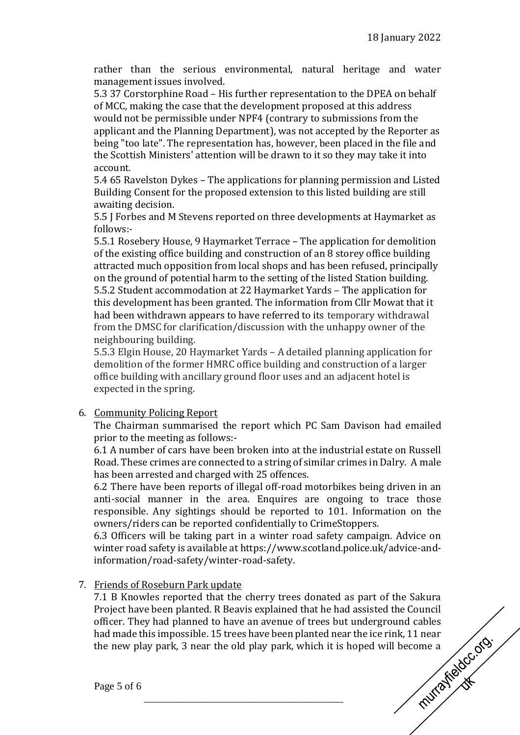rather than the serious environmental, natural heritage and water management issues involved.

5.3 37 Corstorphine Road – His further representation to the DPEA on behalf of MCC, making the case that the development proposed at this address would not be permissible under NPF4 (contrary to submissions from the applicant and the Planning Department), was not accepted by the Reporter as being "too late". The representation has, however, been placed in the file and the Scottish Ministers' attention will be drawn to it so they may take it into account.

5.4 65 Ravelston Dykes – The applications for planning permission and Listed Building Consent for the proposed extension to this listed building are still awaiting decision.

5.5 J Forbes and M Stevens reported on three developments at Haymarket as follows:-

5.5.1 Rosebery House, 9 Haymarket Terrace – The application for demolition of the existing office building and construction of an 8 storey office building attracted much opposition from local shops and has been refused, principally on the ground of potential harm to the setting of the listed Station building.

5.5.2 Student accommodation at 22 Haymarket Yards – The application for this development has been granted. The information from Cllr Mowat that it had been withdrawn appears to have referred to its temporary withdrawal from the DMSC for clarification/discussion with the unhappy owner of the neighbouring building.

5.5.3 Elgin House, 20 Haymarket Yards – A detailed planning application for demolition of the former HMRC office building and construction of a larger office building with ancillary ground floor uses and an adjacent hotel is expected in the spring.

6. Community Policing Report

The Chairman summarised the report which PC Sam Davison had emailed prior to the meeting as follows:-

6.1 A number of cars have been broken into at the industrial estate on Russell Road. These crimes are connected to a string of similar crimes in Dalry. A male has been arrested and charged with 25 offences.

6.2 There have been reports of illegal off-road motorbikes being driven in an anti-social manner in the area. Enquires are ongoing to trace those responsible. Any sightings should be reported to 101. Information on the owners/riders can be reported confidentially to CrimeStoppers.

6.3 Officers will be taking part in a winter road safety campaign. Advice on winter road safety is available at https://www.scotland.police.uk/advice-and-information/road-safety/winter-road-safety.

7. Friends of Roseburn Park update

7.1 B Knowles reported that the cherry trees donated as part of the Sakura Project have been planted. R Beavis explained that he had assisted the Council officer. They had planned to have an avenue of trees but underground cables had made this impossible. 15 trees have been planted near the ice rink, 11 near the new play park, 3 near the old play park, which it is hoped will become a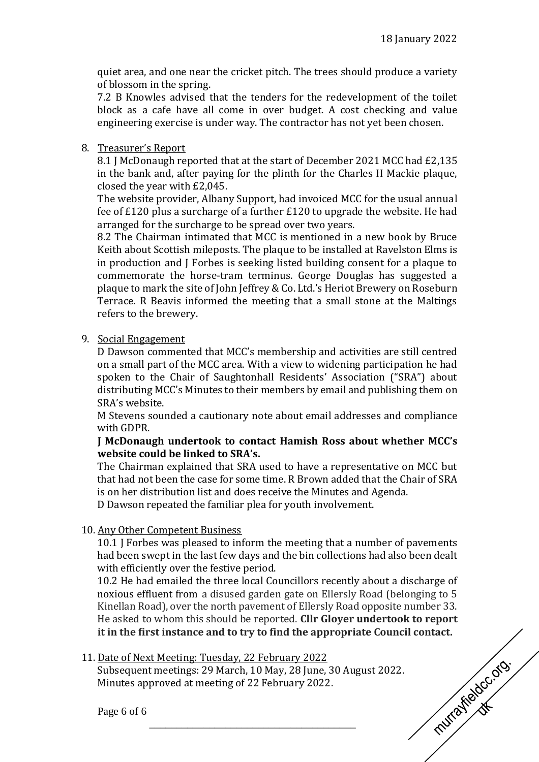quiet area, and one near the cricket pitch. The trees should produce a variety of blossom in the spring.

7.2 B Knowles advised that the tenders for the redevelopment of the toilet block as a cafe have all come in over budget. A cost checking and value engineering exercise is under way. The contractor has not yet been chosen.

8. Treasurer's Report

8.1 J McDonaugh reported that at the start of December 2021 MCC had £2,135 in the bank and, after paying for the plinth for the Charles H Mackie plaque, closed the year with £2,045.

The website provider, Albany Support, had invoiced MCC for the usual annual fee of £120 plus a surcharge of a further £120 to upgrade the website. He had arranged for the surcharge to be spread over two years.

8.2 The Chairman intimated that MCC is mentioned in a new book by Bruce Keith about Scottish mileposts. The plaque to be installed at Ravelston Elms is in production and J Forbes is seeking listed building consent for a plaque to commemorate the horse-tram terminus. George Douglas has suggested a plaque to mark the site of John Jeffrey & Co. Ltd.'s Heriot Brewery on Roseburn Terrace. R Beavis informed the meeting that a small stone at the Maltings refers to the brewery.

9. Social Engagement

D Dawson commented that MCC's membership and activities are still centred on a small part of the MCC area. With a view to widening participation he had spoken to the Chair of Saughtonhall Residents' Association ("SRA") about distributing MCC's Minutes to their members by email and publishing them on SRA's website.

M Stevens sounded a cautionary note about email addresses and compliance with GDPR.

**J McDonaugh undertook to contact Hamish Ross about whether MCC's website could be linked to SRA's.**

The Chairman explained that SRA used to have a representative on MCC but that had not been the case for some time. R Brown added that the Chair of SRA is on her distribution list and does receive the Minutes and Agenda.

D Dawson repeated the familiar plea for youth involvement.

10. Any Other Competent Business

10.1 J Forbes was pleased to inform the meeting that a number of pavements had been swept in the last few days and the bin collections had also been dealt with efficiently over the festive period.

10.2 He had emailed the three local Councillors recently about a discharge of noxious effluent from a disused garden gate on Ellersly Road (belonging to 5 Kinellan Road), over the north pavement of Ellersly Road opposite number 33. He asked to whom this should be reported. **Cllr Gloyer undertook to report it in the first instance and to try to find the appropriate Council contact.**

11. Date of Next Meeting: Tuesday, 22 February 2022

Subsequent meetings: 29 March, 10 May, 28 June, 30 August 2022.

Minutes approved at meeting of 22 February 2022.

\_\_\_\_\_\_\_\_\_\_\_\_\_\_\_\_\_\_\_\_\_\_\_\_\_\_\_\_\_\_\_\_\_\_\_\_\_\_\_\_\_\_\_\_